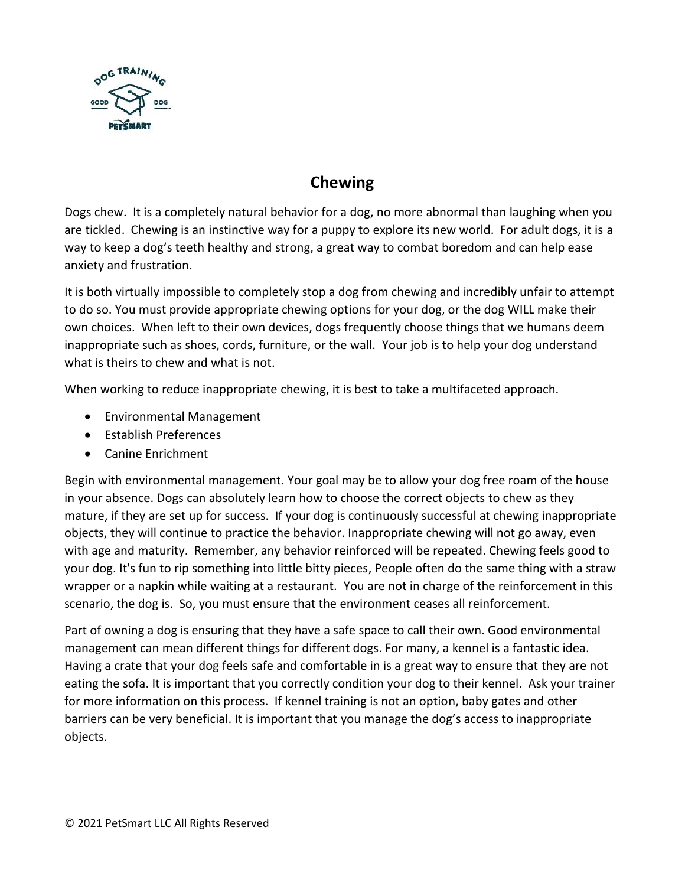# Chewing

Dogs chew. It is a completely natural behavior for a dog, no more abnormal than laughing when you are tickled. Chewing is an instinctive way for a puppy to explore its new world. For adult dogs, it is a way to keep a dog's teeth healthy and strong, a great way to combat boredom and can help ease anxiety and frustration.

It is both virtually impossible to completely stop a dog from chewing and incredibly unfair to attempt to do so. You must provide appropriate chewing options for your dog, or the dog WILL make their own choices. When left to their own devices, dogs frequently choose things that we humans deem inappropriate such as shoes, cords, furniture, or the wall. Your job is to help your dog understand what is theirs to chew and what is not.

When working to reduce inappropriate chewing, it is best to take a multifaceted approach.

- Environmental Management
- Establish Preferences
- Canine Enrichment

Begin with environmental management. Your goal may be to allow your dog free roam of the house in your absence. Dogs can absolutely learn how to choose the correct objects to chew as they mature, if they are set up for success. If your dog is continuously successful at chewing inappropriate objects, they will continue to practice the behavior. Inappropriate chewing will not go away, even with age and maturity. Remember, any behavior reinforced will be repeated. Chewing feels good to your dog. It's fun to rip something into little bitty pieces, People often do the same thing with a straw wrapper or a napkin while waiting at a restaurant. You are not in charge of the reinforcement in this scenario, the dog is. So, you must ensure that the environment ceases all reinforcement.

Part of owning a dog is ensuring that they have a safe space to call their own. Good environmental management can mean different things for different dogs. For many, a kennel is a fantastic idea. Having a crate that your dog feels safe and comfortable in is a great way to ensure that they are not eating the sofa. It is important that you correctly condition your dog to their kennel. Ask your trainer for more information on this process. If kennel training is not an option, baby gates and other barriers can be very beneficial. It is important that you manage the dog's access to inappropriate objects.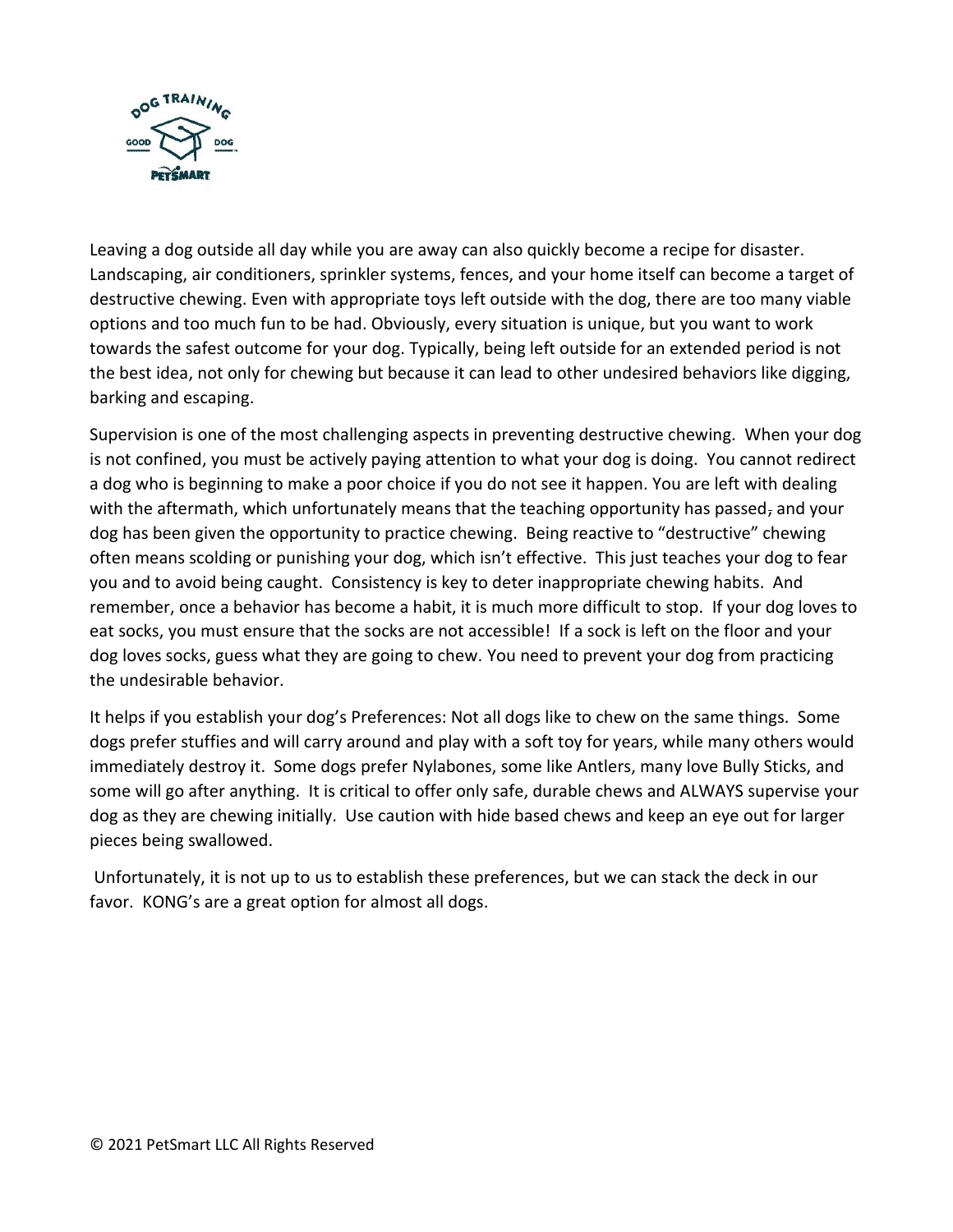Leaving a dog outside all day while you are away can also quickly become a recipe for disaster. Landscaping, air conditioners, sprinkler systems, fences, and your home itself can become a target of destructive chewing. Even with appropriate toys left outside with the dog, there are too many viable options and too much fun to be had. Obviously, every situation is unique, but you want to work towards the safest outcome for your dog. Typically, being left outside for an extended period is not the best idea, not only for chewing but because it can lead to other undesired behaviors like digging, barking and escaping.

Supervision is one of the most challenging aspects in preventing destructive chewing. When your dog is not confined, you must be actively paying attention to what your dog is doing. You cannot redirect a dog who is beginning to make a poor choice if you do not see it happen. You are left with dealing with the aftermath, which unfortunately means that the teaching opportunity has passed, and your dog has been given the opportunity to practice chewing. Being reactive to "destructive" chewing often means scolding or punishing your dog, which isn't effective. This just teaches your dog to fear you and to avoid being caught. Consistency is key to deter inappropriate chewing habits. And remember, once a behavior has become a habit, it is much more difficult to stop. If your dog loves to eat socks, you must ensure that the socks are not accessible! If a sock is left on the floor and your dog loves socks, guess what they are going to chew. You need to prevent your dog from practicing the undesirable behavior.

It helps if you establish your dog's Preferences: Not all dogs like to chew on the same things. Some dogs prefer stuffies and will carry around and play with a soft toy for years, while many others would immediately destroy it. Some dogs prefer Nylabones, some like Antlers, many love Bully Sticks, and some will go after anything. It is critical to offer only safe, durable chews and ALWAYS supervise your dog as they are chewing initially. Use caution with hide based chews and keep an eye out for larger pieces being swallowed.

Unfortunately, it is not up to us to establish these preferences, but we can stack the deck in our favor. KONG's are a great option for almost all dogs.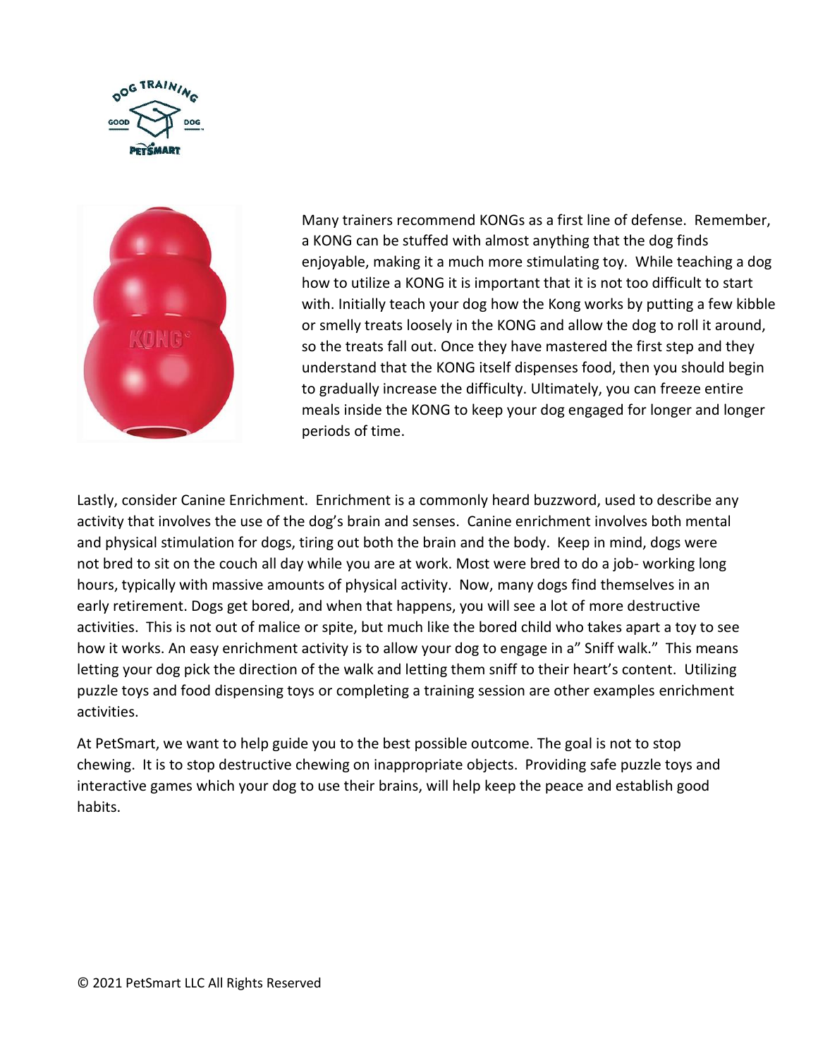Many trainers recommend KONGs as a first line of defense. Remember, a KONG can be stuffed with almost anything that the dog finds enjoyable, making it a much more stimulating toy. While teaching a dog how to utilize a KONG it is important that it is not too difficult to start with. Initially teach your dog how the Kong works by putting a few kibble or smelly treats loosely in the KONG and allow the dog to roll it around, so the treats fall out. Once they have mastered the first step and they understand that the KONG itself dispenses food, then you should begin to gradually increase the difficulty. Ultimately, you can freeze entire meals inside the KONG to keep your dog engaged for longer and longer periods of time.

Lastly, consider Canine Enrichment. Enrichment is a commonly heard buzzword, used to describe any activity that involves the use of the dog's brain and senses. Canine enrichment involves both mental and physical stimulation for dogs, tiring out both the brain and the body. Keep in mind, dogs were not bred to sit on the couch all day while you are at work. Most were bred to do a job- working long hours, typically with massive amounts of physical activity. Now, many dogs find themselves in an early retirement. Dogs get bored, and when that happens, you will see a lot of more destructive activities. This is not out of malice or spite, but much like the bored child who takes apart a toy to see how it works. An easy enrichment activity is to allow your dog to engage in a" Sniff walk." This means letting your dog pick the direction of the walk and letting them sniff to their heart's content. Utilizing puzzle toys and food dispensing toys or completing a training session are other examples enrichment activities.

At PetSmart, we want to help guide you to the best possible outcome. The goal is not to stop chewing. It is to stop destructive chewing on inappropriate objects. Providing safe puzzle toys and interactive games which your dog to use their brains, will help keep the peace and establish good habits.

© 2021 PetSmart LLC All Rights Reserved